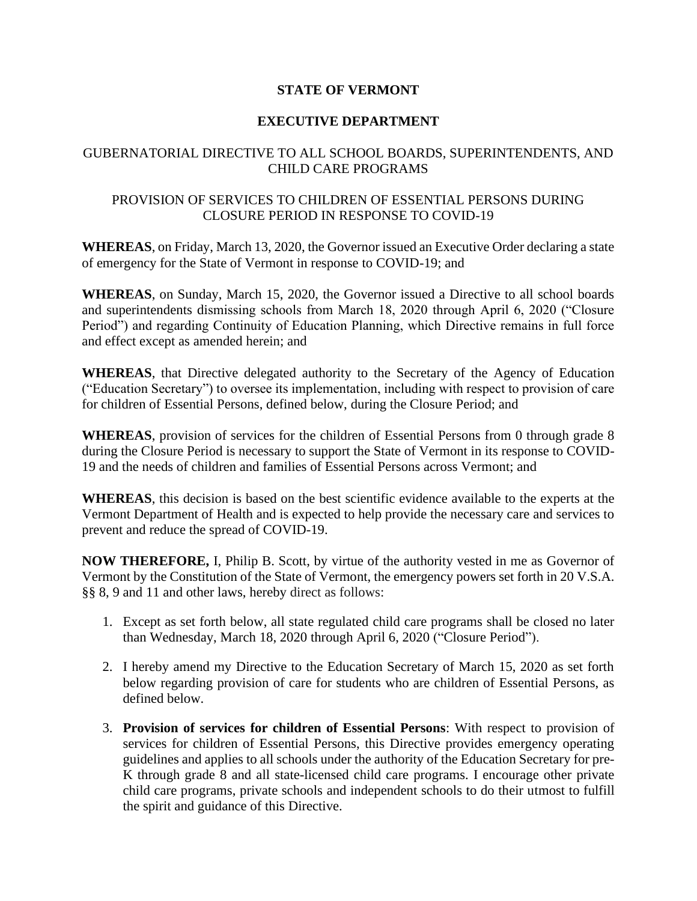**STATE OF VERMONT**

**EXECUTIVE DEPARTMENT**

GUBERNATORIAL DIRECTIVE TO ALL SCHOOL BOARDS, SUPERINTENDENTS, AND CHILD CARE PROGRAMS

PROVISION OF SERVICES TO CHILDREN OF ESSENTIAL PERSONS DURING CLOSURE PERIOD IN RESPONSE TO COVID-19

**WHEREAS**, on Friday, March 13, 2020, the Governor issued an Executive Order declaring a state of emergency for the State of Vermont in response to COVID-19; and

**WHEREAS**, on Sunday, March 15, 2020, the Governor issued a Directive to all school boards and superintendents dismissing schools from March 18, 2020 through April 6, 2020 ("Closure Period") and regarding Continuity of Education Planning, which Directive remains in full force and effect except as amended herein; and

**WHEREAS**, that Directive delegated authority to the Secretary of the Agency of Education ("Education Secretary") to oversee its implementation, including with respect to provision of care for children of Essential Persons, defined below, during the Closure Period; and

**WHEREAS**, provision of services for the children of Essential Persons from 0 through grade 8 during the Closure Period is necessary to support the State of Vermont in its response to COVID-19 and the needs of children and families of Essential Persons across Vermont; and

**WHEREAS**, this decision is based on the best scientific evidence available to the experts at the Vermont Department of Health and is expected to help provide the necessary care and services to prevent and reduce the spread of COVID-19.

**NOW THEREFORE,** I, Philip B. Scott, by virtue of the authority vested in me as Governor of Vermont by the Constitution of the State of Vermont, the emergency powers set forth in 20 V.S.A. §§ 8, 9 and 11 and other laws, hereby direct as follows:

1. Except as set forth below, all state regulated child care programs shall be closed no later than Wednesday, March 18, 2020 through April 6, 2020 ("Closure Period").

2. I hereby amend my Directive to the Education Secretary of March 15, 2020 as set forth below regarding provision of care for students who are children of Essential Persons, as defined below.

3. **Provision of services for children of Essential Persons**: With respect to provision of services for children of Essential Persons, this Directive provides emergency operating guidelines and applies to all schools under the authority of the Education Secretary for pre-K through grade 8 and all state-licensed child care programs. I encourage other private child care programs, private schools and independent schools to do their utmost to fulfill the spirit and guidance of this Directive.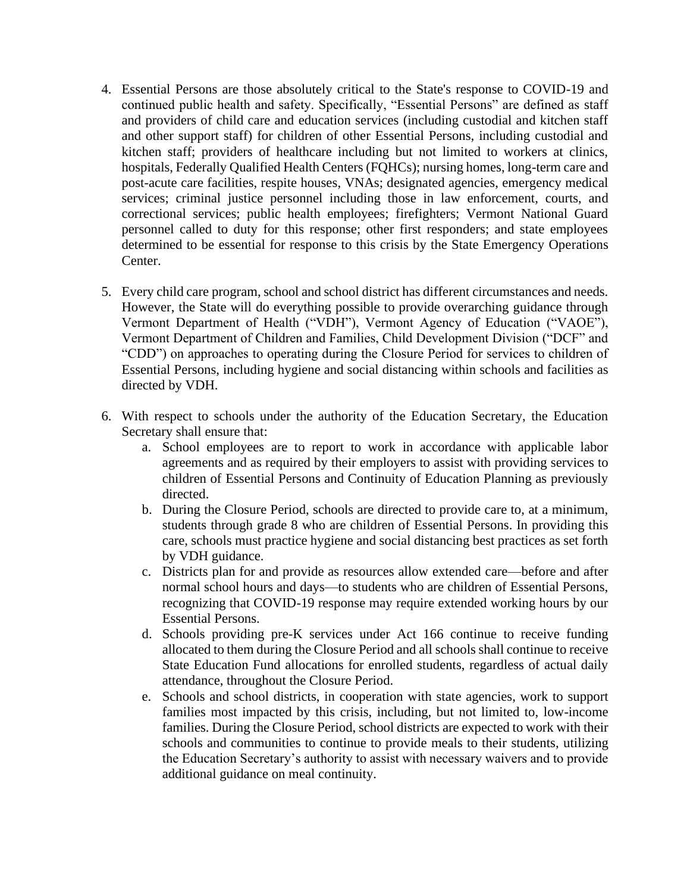4. Essential Persons are those absolutely critical to the State's response to COVID-19 and continued public health and safety. Specifically, "Essential Persons" are defined as staff and providers of child care and education services (including custodial and kitchen staff and other support staff) for children of other Essential Persons, including custodial and kitchen staff; providers of healthcare including but not limited to workers at clinics, hospitals, Federally Qualified Health Centers (FQHCs); nursing homes, long-term care and post-acute care facilities, respite houses, VNAs; designated agencies, emergency medical services; criminal justice personnel including those in law enforcement, courts, and correctional services; public health employees; firefighters; Vermont National Guard personnel called to duty for this response; other first responders; and state employees determined to be essential for response to this crisis by the State Emergency Operations Center.

5. Every child care program, school and school district has different circumstances and needs. However, the State will do everything possible to provide overarching guidance through Vermont Department of Health ("VDH"), Vermont Agency of Education ("VAOE"), Vermont Department of Children and Families, Child Development Division ("DCF" and "CDD") on approaches to operating during the Closure Period for services to children of Essential Persons, including hygiene and social distancing within schools and facilities as directed by VDH.

6. With respect to schools under the authority of the Education Secretary, the Education Secretary shall ensure that:
    a. School employees are to report to work in accordance with applicable labor agreements and as required by their employers to assist with providing services to children of Essential Persons and Continuity of Education Planning as previously directed.
    b. During the Closure Period, schools are directed to provide care to, at a minimum, students through grade 8 who are children of Essential Persons. In providing this care, schools must practice hygiene and social distancing best practices as set forth by VDH guidance.
    c. Districts plan for and provide as resources allow extended care—before and after normal school hours and days—to students who are children of Essential Persons, recognizing that COVID-19 response may require extended working hours by our Essential Persons.
    d. Schools providing pre-K services under Act 166 continue to receive funding allocated to them during the Closure Period and all schools shall continue to receive State Education Fund allocations for enrolled students, regardless of actual daily attendance, throughout the Closure Period.
    e. Schools and school districts, in cooperation with state agencies, work to support families most impacted by this crisis, including, but not limited to, low-income families. During the Closure Period, school districts are expected to work with their schools and communities to continue to provide meals to their students, utilizing the Education Secretary's authority to assist with necessary waivers and to provide additional guidance on meal continuity.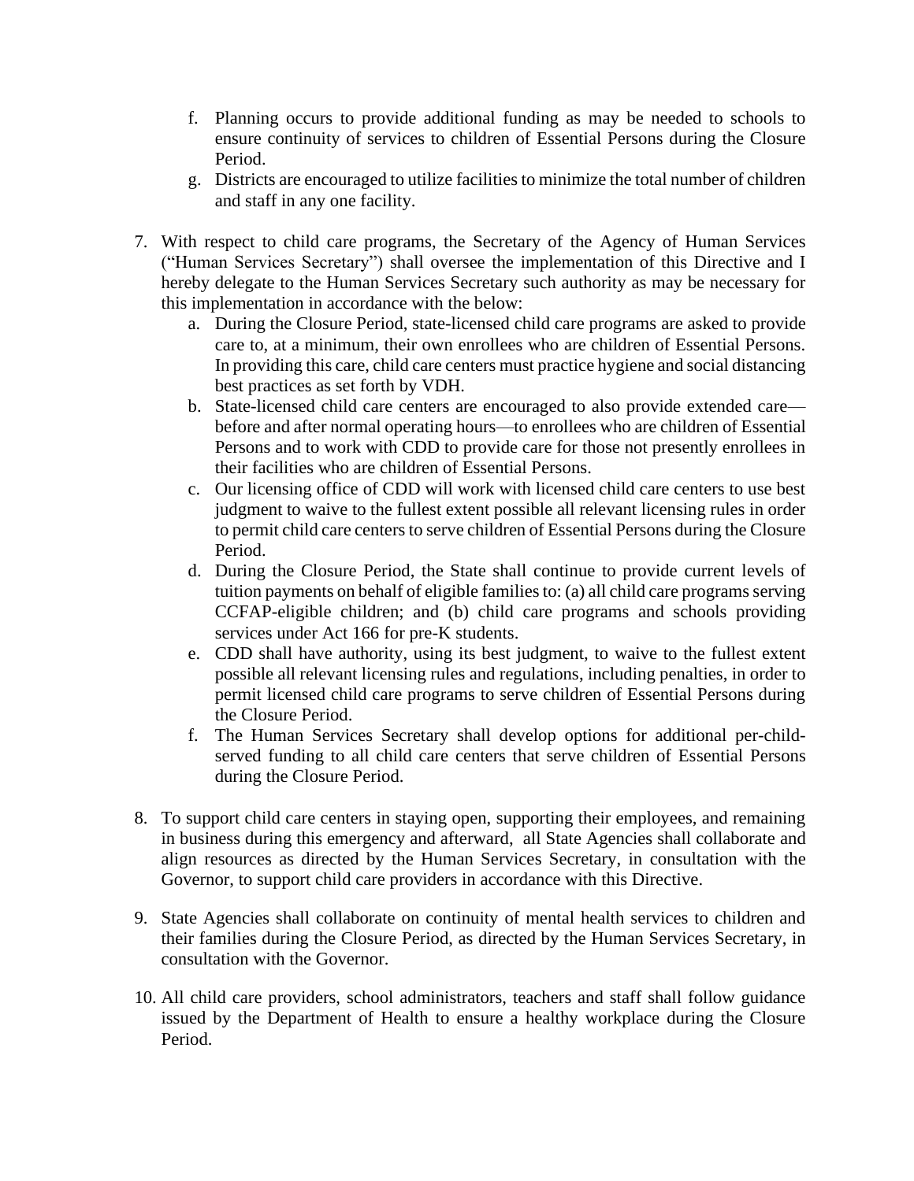f. Planning occurs to provide additional funding as may be needed to schools to ensure continuity of services to children of Essential Persons during the Closure Period.
   g. Districts are encouraged to utilize facilities to minimize the total number of children and staff in any one facility.

7. With respect to child care programs, the Secretary of the Agency of Human Services ("Human Services Secretary") shall oversee the implementation of this Directive and I hereby delegate to the Human Services Secretary such authority as may be necessary for this implementation in accordance with the below:
   a. During the Closure Period, state-licensed child care programs are asked to provide care to, at a minimum, their own enrollees who are children of Essential Persons. In providing this care, child care centers must practice hygiene and social distancing best practices as set forth by VDH.
   b. State-licensed child care centers are encouraged to also provide extended care—before and after normal operating hours—to enrollees who are children of Essential Persons and to work with CDD to provide care for those not presently enrollees in their facilities who are children of Essential Persons.
   c. Our licensing office of CDD will work with licensed child care centers to use best judgment to waive to the fullest extent possible all relevant licensing rules in order to permit child care centers to serve children of Essential Persons during the Closure Period.
   d. During the Closure Period, the State shall continue to provide current levels of tuition payments on behalf of eligible families to: (a) all child care programs serving CCFAP-eligible children; and (b) child care programs and schools providing services under Act 166 for pre-K students.
   e. CDD shall have authority, using its best judgment, to waive to the fullest extent possible all relevant licensing rules and regulations, including penalties, in order to permit licensed child care programs to serve children of Essential Persons during the Closure Period.
   f. The Human Services Secretary shall develop options for additional per-child-served funding to all child care centers that serve children of Essential Persons during the Closure Period.

8. To support child care centers in staying open, supporting their employees, and remaining in business during this emergency and afterward, all State Agencies shall collaborate and align resources as directed by the Human Services Secretary, in consultation with the Governor, to support child care providers in accordance with this Directive.

9. State Agencies shall collaborate on continuity of mental health services to children and their families during the Closure Period, as directed by the Human Services Secretary, in consultation with the Governor.

10. All child care providers, school administrators, teachers and staff shall follow guidance issued by the Department of Health to ensure a healthy workplace during the Closure Period.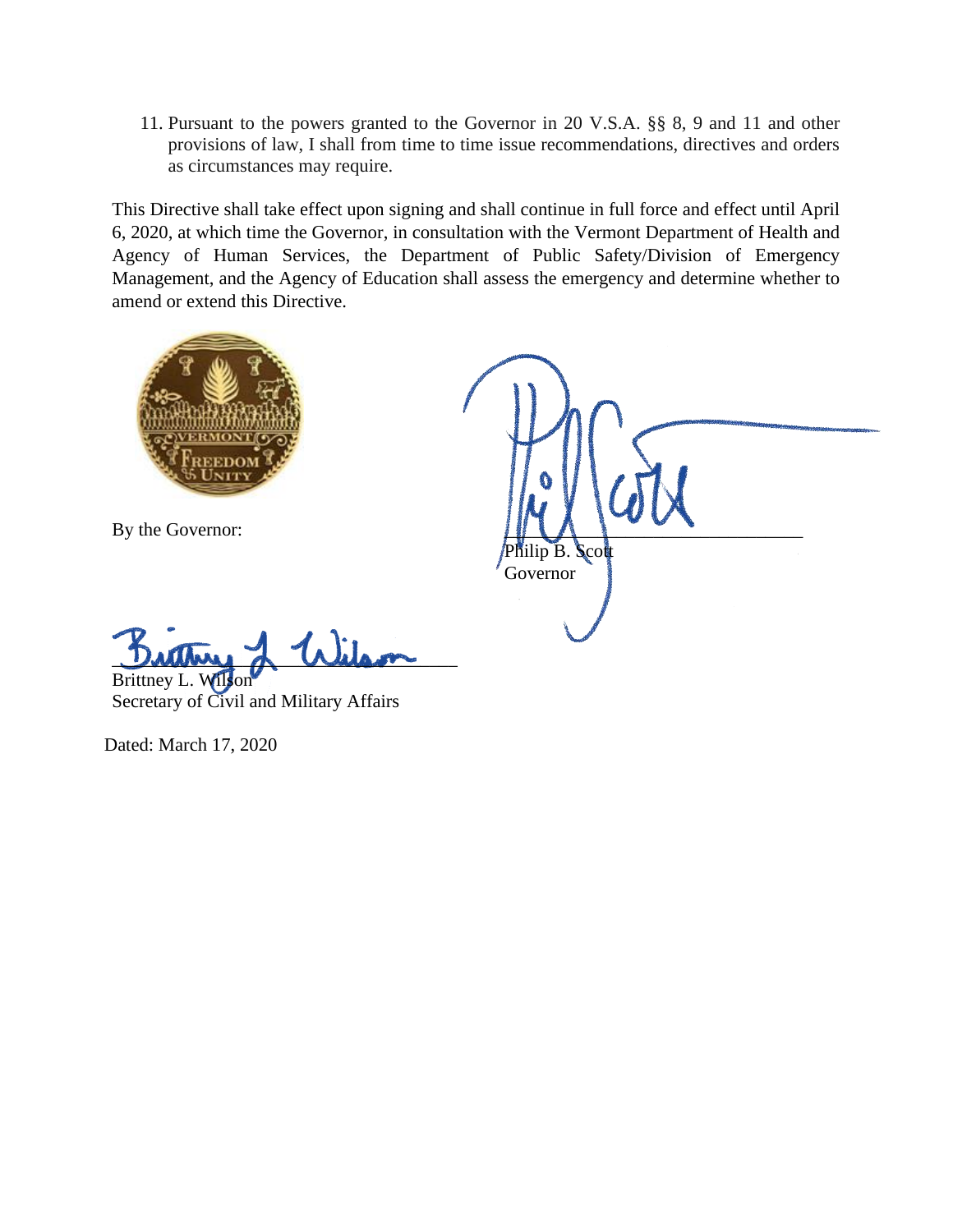11. Pursuant to the powers granted to the Governor in 20 V.S.A. §§ 8, 9 and 11 and other provisions of law, I shall from time to time issue recommendations, directives and orders as circumstances may require.

This Directive shall take effect upon signing and shall continue in full force and effect until April 6, 2020, at which time the Governor, in consultation with the Vermont Department of Health and Agency of Human Services, the Department of Public Safety/Division of Emergency Management, and the Agency of Education shall assess the emergency and determine whether to amend or extend this Directive.

By the Governor:

Philip B. Scott
Governor

Brittney L. Wilson
Secretary of Civil and Military Affairs

Dated: March 17, 2020